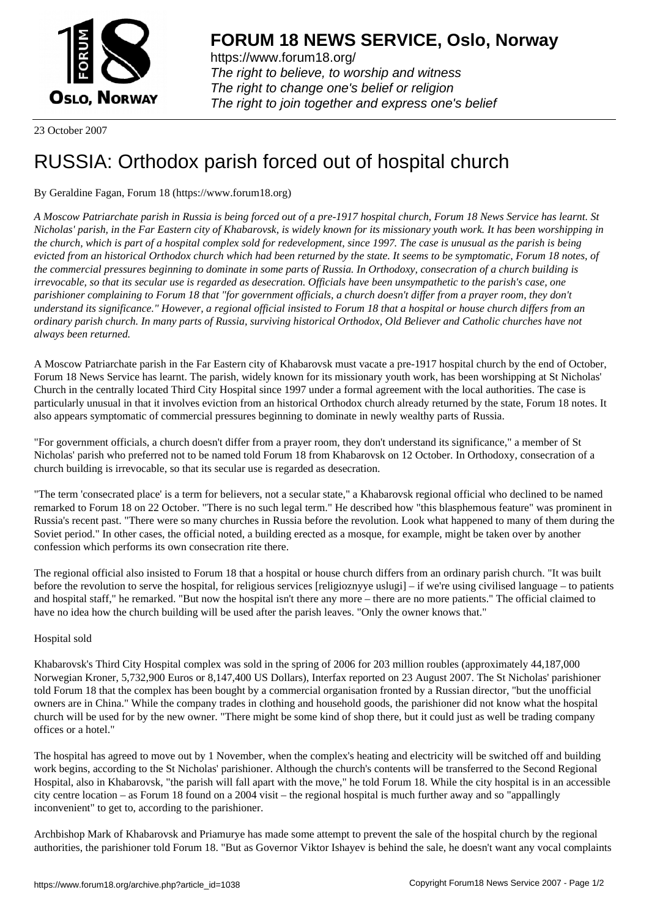# FORUM 18 NEWS SERVICE, Oslo, Norway

https://www.forum18.org/
*The right to believe, to worship and witness*
*The right to change one's belief or religion*
*The right to join together and express one's belief*

23 October 2007

# RUSSIA: Orthodox parish forced out of hospital church

By Geraldine Fagan, Forum 18 (https://www.forum18.org)

*A Moscow Patriarchate parish in Russia is being forced out of a pre-1917 hospital church, Forum 18 News Service has learnt. St Nicholas' parish, in the Far Eastern city of Khabarovsk, is widely known for its missionary youth work. It has been worshipping in the church, which is part of a hospital complex sold for redevelopment, since 1997. The case is unusual as the parish is being evicted from an historical Orthodox church which had been returned by the state. It seems to be symptomatic, Forum 18 notes, of the commercial pressures beginning to dominate in some parts of Russia. In Orthodoxy, consecration of a church building is irrevocable, so that its secular use is regarded as desecration. Officials have been unsympathetic to the parish's case, one parishioner complaining to Forum 18 that "for government officials, a church doesn't differ from a prayer room, they don't understand its significance." However, a regional official insisted to Forum 18 that a hospital or house church differs from an ordinary parish church. In many parts of Russia, surviving historical Orthodox, Old Believer and Catholic churches have not always been returned.*

A Moscow Patriarchate parish in the Far Eastern city of Khabarovsk must vacate a pre-1917 hospital church by the end of October, Forum 18 News Service has learnt. The parish, widely known for its missionary youth work, has been worshipping at St Nicholas' Church in the centrally located Third City Hospital since 1997 under a formal agreement with the local authorities. The case is particularly unusual in that it involves eviction from an historical Orthodox church already returned by the state, Forum 18 notes. It also appears symptomatic of commercial pressures beginning to dominate in newly wealthy parts of Russia.

"For government officials, a church doesn't differ from a prayer room, they don't understand its significance," a member of St Nicholas' parish who preferred not to be named told Forum 18 from Khabarovsk on 12 October. In Orthodoxy, consecration of a church building is irrevocable, so that its secular use is regarded as desecration.

"The term 'consecrated place' is a term for believers, not a secular state," a Khabarovsk regional official who declined to be named remarked to Forum 18 on 22 October. "There is no such legal term." He described how "this blasphemous feature" was prominent in Russia's recent past. "There were so many churches in Russia before the revolution. Look what happened to many of them during the Soviet period." In other cases, the official noted, a building erected as a mosque, for example, might be taken over by another confession which performs its own consecration rite there.

The regional official also insisted to Forum 18 that a hospital or house church differs from an ordinary parish church. "It was built before the revolution to serve the hospital, for religious services [religioznyye uslugi] – if we're using civilised language – to patients and hospital staff," he remarked. "But now the hospital isn't there any more – there are no more patients." The official claimed to have no idea how the church building will be used after the parish leaves. "Only the owner knows that."

Hospital sold

Khabarovsk's Third City Hospital complex was sold in the spring of 2006 for 203 million roubles (approximately 44,187,000 Norwegian Kroner, 5,732,900 Euros or 8,147,400 US Dollars), Interfax reported on 23 August 2007. The St Nicholas' parishioner told Forum 18 that the complex has been bought by a commercial organisation fronted by a Russian director, "but the unofficial owners are in China." While the company trades in clothing and household goods, the parishioner did not know what the hospital church will be used for by the new owner. "There might be some kind of shop there, but it could just as well be trading company offices or a hotel."

The hospital has agreed to move out by 1 November, when the complex's heating and electricity will be switched off and building work begins, according to the St Nicholas' parishioner. Although the church's contents will be transferred to the Second Regional Hospital, also in Khabarovsk, "the parish will fall apart with the move," he told Forum 18. While the city hospital is in an accessible city centre location – as Forum 18 found on a 2004 visit – the regional hospital is much further away and so "appallingly inconvenient" to get to, according to the parishioner.

Archbishop Mark of Khabarovsk and Priamurye has made some attempt to prevent the sale of the hospital church by the regional authorities, the parishioner told Forum 18. "But as Governor Viktor Ishayev is behind the sale, he doesn't want any vocal complaints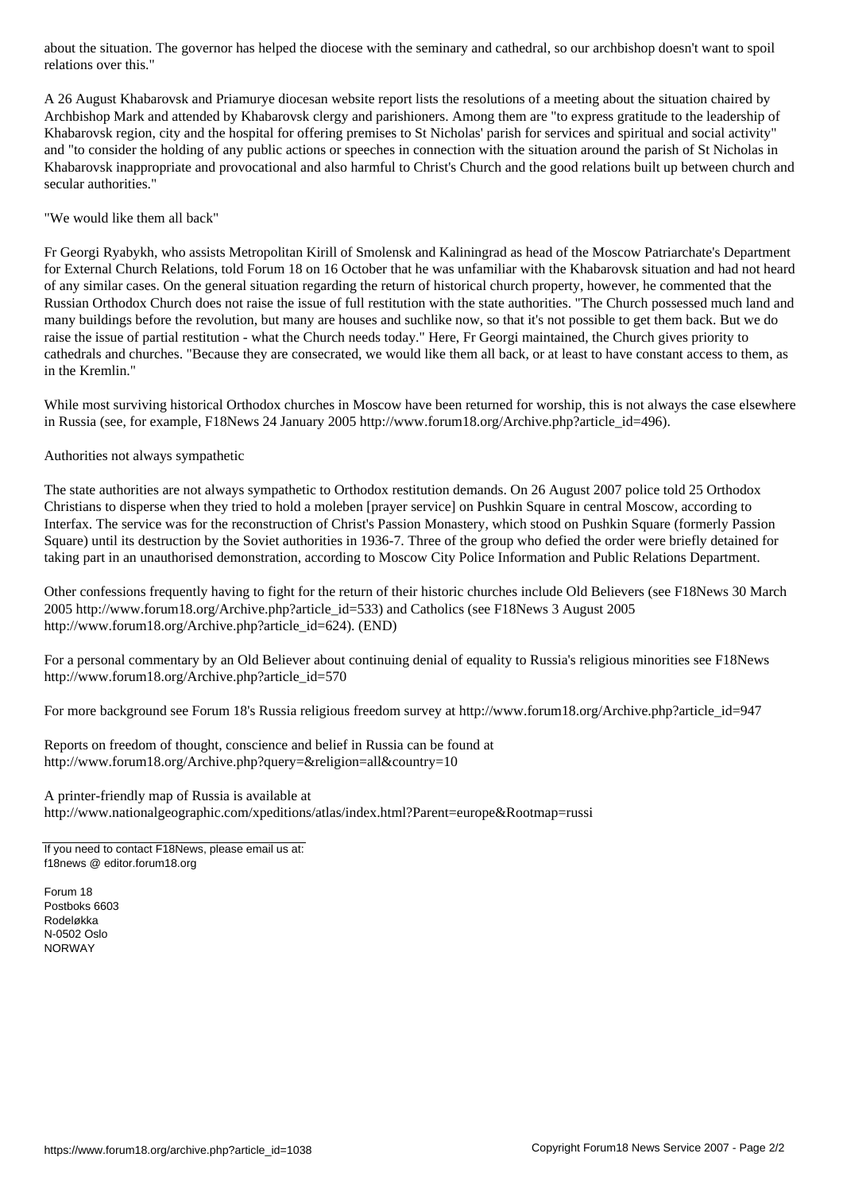about the situation. The governor has helped the diocese with the seminary and cathedral, so our archbishop doesn't want to spoil relations over this."

A 26 August Khabarovsk and Priamurye diocesan website report lists the resolutions of a meeting about the situation chaired by Archbishop Mark and attended by Khabarovsk clergy and parishioners. Among them are "to express gratitude to the leadership of Khabarovsk region, city and the hospital for offering premises to St Nicholas' parish for services and spiritual and social activity" and "to consider the holding of any public actions or speeches in connection with the situation around the parish of St Nicholas in Khabarovsk inappropriate and provocational and also harmful to Christ's Church and the good relations built up between church and secular authorities."

"We would like them all back"

Fr Georgi Ryabykh, who assists Metropolitan Kirill of Smolensk and Kaliningrad as head of the Moscow Patriarchate's Department for External Church Relations, told Forum 18 on 16 October that he was unfamiliar with the Khabarovsk situation and had not heard of any similar cases. On the general situation regarding the return of historical church property, however, he commented that the Russian Orthodox Church does not raise the issue of full restitution with the state authorities. "The Church possessed much land and many buildings before the revolution, but many are houses and suchlike now, so that it's not possible to get them back. But we do raise the issue of partial restitution - what the Church needs today." Here, Fr Georgi maintained, the Church gives priority to cathedrals and churches. "Because they are consecrated, we would like them all back, or at least to have constant access to them, as in the Kremlin."

While most surviving historical Orthodox churches in Moscow have been returned for worship, this is not always the case elsewhere in Russia (see, for example, F18News 24 January 2005 http://www.forum18.org/Archive.php?article_id=496).

Authorities not always sympathetic

The state authorities are not always sympathetic to Orthodox restitution demands. On 26 August 2007 police told 25 Orthodox Christians to disperse when they tried to hold a moleben [prayer service] on Pushkin Square in central Moscow, according to Interfax. The service was for the reconstruction of Christ's Passion Monastery, which stood on Pushkin Square (formerly Passion Square) until its destruction by the Soviet authorities in 1936-7. Three of the group who defied the order were briefly detained for taking part in an unauthorised demonstration, according to Moscow City Police Information and Public Relations Department.

Other confessions frequently having to fight for the return of their historic churches include Old Believers (see F18News 30 March 2005 http://www.forum18.org/Archive.php?article_id=533) and Catholics (see F18News 3 August 2005 http://www.forum18.org/Archive.php?article_id=624). (END)

For a personal commentary by an Old Believer about continuing denial of equality to Russia's religious minorities see F18News http://www.forum18.org/Archive.php?article_id=570

For more background see Forum 18's Russia religious freedom survey at http://www.forum18.org/Archive.php?article_id=947

Reports on freedom of thought, conscience and belief in Russia can be found at http://www.forum18.org/Archive.php?query=&religion=all&country=10

A printer-friendly map of Russia is available at http://www.nationalgeographic.com/xpeditions/atlas/index.html?Parent=europe&Rootmap=russi

If you need to contact F18News, please email us at:
f18news @ editor.forum18.org

Forum 18
Postboks 6603
Rodeløkka
N-0502 Oslo
NORWAY